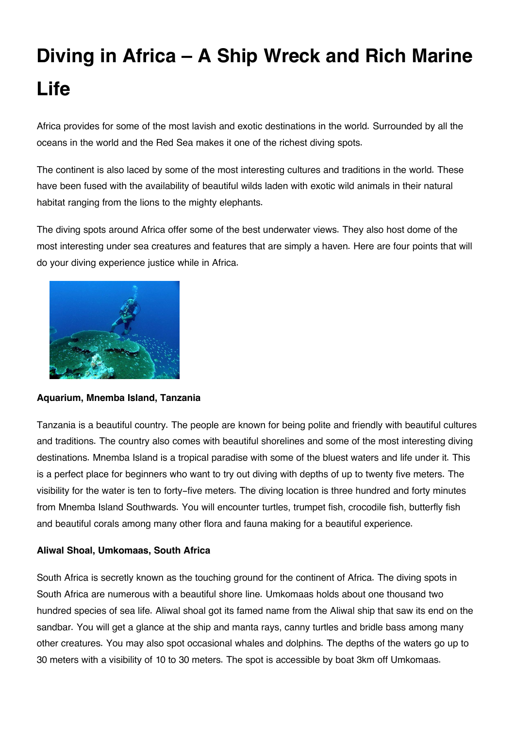# Diving in Africa – A Ship Wreck and Rich Marine Life

Africa provides for some of the most lavish and exotic destinations in the world. Surrounded by all the oceans in the world and the Red Sea makes it one of the richest diving spots.

The continent is also laced by some of the most interesting cultures and traditions in the world. These have been fused with the availability of beautiful wilds laden with exotic wild animals in their natural habitat ranging from the lions to the mighty elephants.

The diving spots around Africa offer some of the best underwater views. They also host dome of the most interesting under sea creatures and features that are simply a haven. Here are four points that will do your diving experience justice while in Africa.

**Aquarium, Mnemba Island, Tanzania**

Tanzania is a beautiful country. The people are known for being polite and friendly with beautiful cultures and traditions. The country also comes with beautiful shorelines and some of the most interesting diving destinations. Mnemba Island is a tropical paradise with some of the bluest waters and life under it. This is a perfect place for beginners who want to try out diving with depths of up to twenty five meters. The visibility for the water is ten to forty-five meters. The diving location is three hundred and forty minutes from Mnemba Island Southwards. You will encounter turtles, trumpet fish, crocodile fish, butterfly fish and beautiful corals among many other flora and fauna making for a beautiful experience.

**Aliwal Shoal, Umkomaas, South Africa**

South Africa is secretly known as the touching ground for the continent of Africa. The diving spots in South Africa are numerous with a beautiful shore line. Umkomaas holds about one thousand two hundred species of sea life. Aliwal shoal got its famed name from the Aliwal ship that saw its end on the sandbar. You will get a glance at the ship and manta rays, canny turtles and bridle bass among many other creatures. You may also spot occasional whales and dolphins. The depths of the waters go up to 30 meters with a visibility of 10 to 30 meters. The spot is accessible by boat 3km off Umkomaas.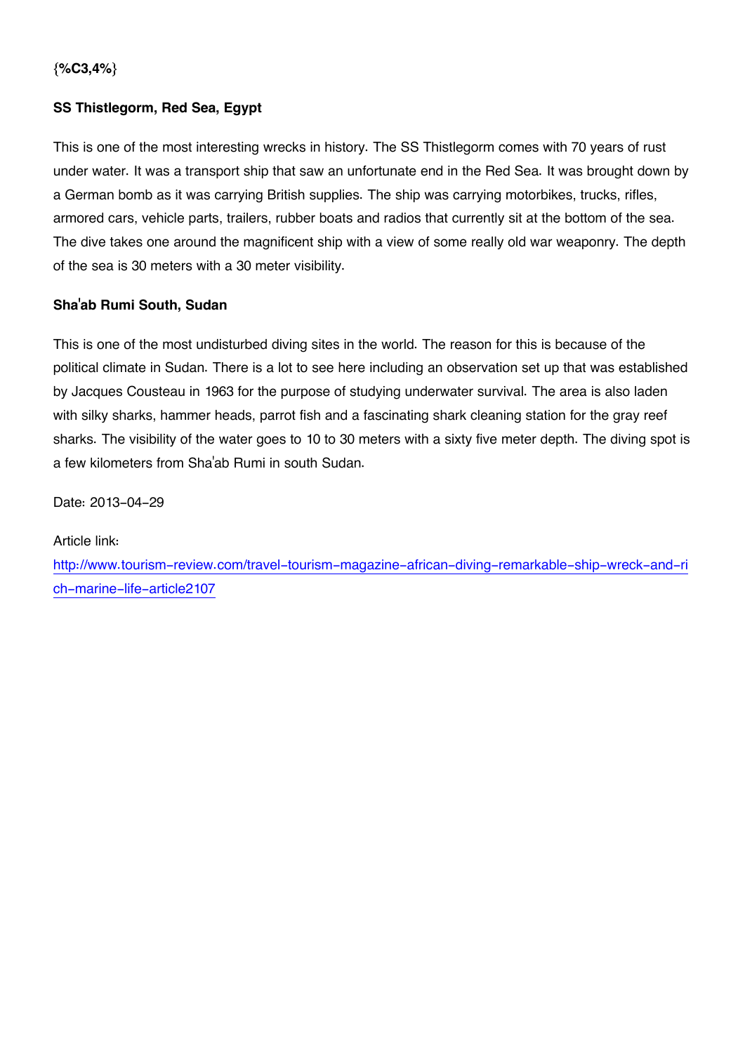{%C3,4%}

**SS Thistlegorm, Red Sea, Egypt**

This is one of the most interesting wrecks in history. The SS Thistlegorm comes with 70 years of rust under water. It was a transport ship that saw an unfortunate end in the Red Sea. It was brought down by a German bomb as it was carrying British supplies. The ship was carrying motorbikes, trucks, rifles, armored cars, vehicle parts, trailers, rubber boats and radios that currently sit at the bottom of the sea. The dive takes one around the magnificent ship with a view of some really old war weaponry. The depth of the sea is 30 meters with a 30 meter visibility.

**Sha'ab Rumi South, Sudan**

This is one of the most undisturbed diving sites in the world. The reason for this is because of the political climate in Sudan. There is a lot to see here including an observation set up that was established by Jacques Cousteau in 1963 for the purpose of studying underwater survival. The area is also laden with silky sharks, hammer heads, parrot fish and a fascinating shark cleaning station for the gray reef sharks. The visibility of the water goes to 10 to 30 meters with a sixty five meter depth. The diving spot is a few kilometers from Sha'ab Rumi in south Sudan.

Date: 2013-04-29

Article link:
[http://www.tourism-review.com/travel-tourism-magazine-african-diving-remarkable-ship-wreck-and-rich-marine-life-article2107](http://www.tourism-review.com/travel-tourism-magazine-african-diving-remarkable-ship-wreck-and-rich-marine-life-article2107)